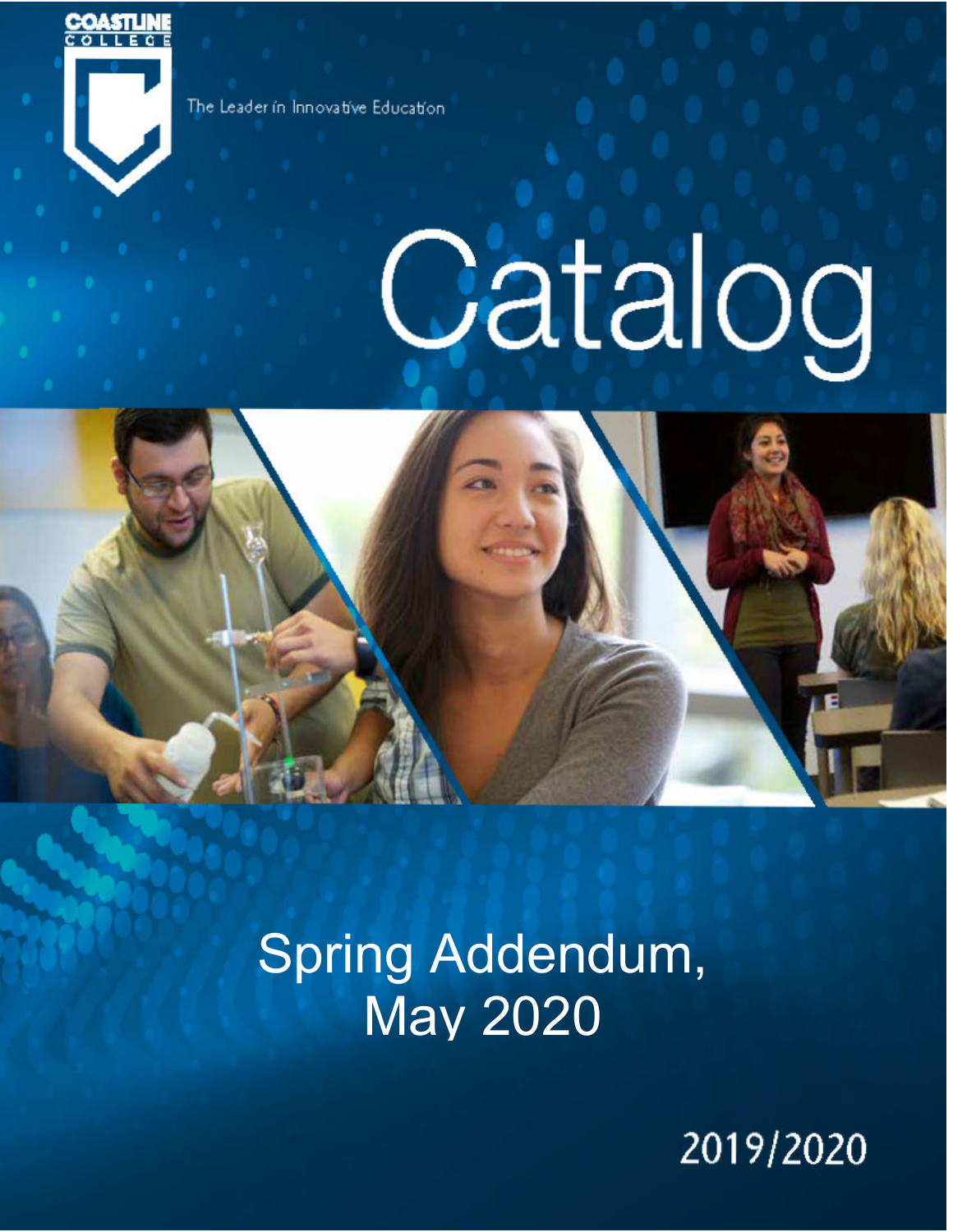COASTLINE COLLEGE

The Leader in Innovative Education

# Catalog

## Spring Addendum, May 2020

2019/2020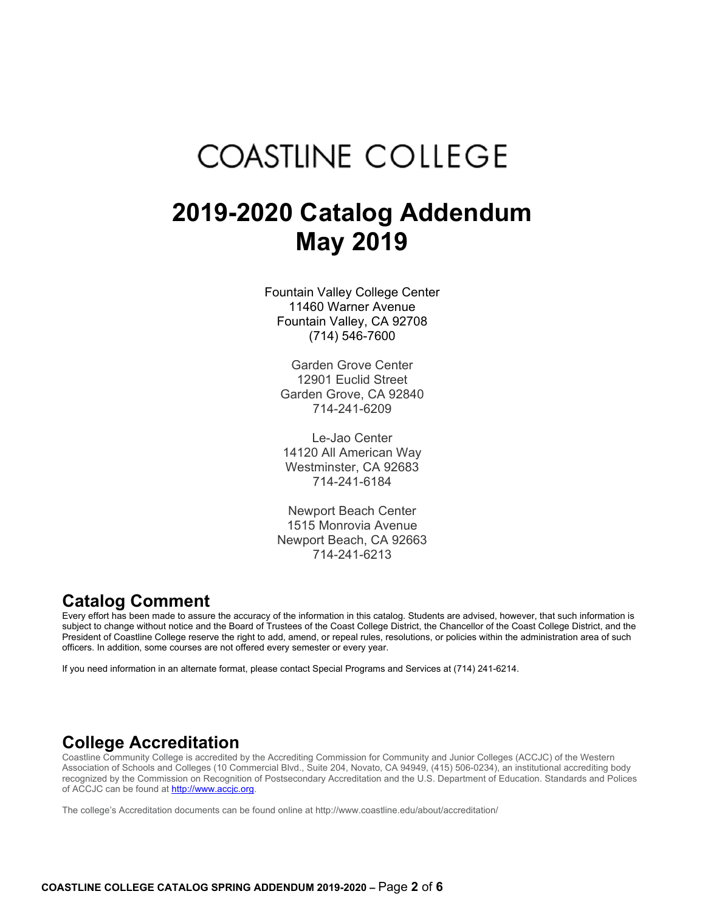# COASTLINE COLLEGE

# 2019-2020 Catalog Addendum
# May 2019

Fountain Valley College Center
11460 Warner Avenue
Fountain Valley, CA 92708
(714) 546-7600

Garden Grove Center
12901 Euclid Street
Garden Grove, CA 92840
714-241-6209

Le-Jao Center
14120 All American Way
Westminster, CA 92683
714-241-6184

Newport Beach Center
1515 Monrovia Avenue
Newport Beach, CA 92663
714-241-6213

## Catalog Comment

Every effort has been made to assure the accuracy of the information in this catalog. Students are advised, however, that such information is subject to change without notice and the Board of Trustees of the Coast College District, the Chancellor of the Coast College District, and the President of Coastline College reserve the right to add, amend, or repeal rules, resolutions, or policies within the administration area of such officers. In addition, some courses are not offered every semester or every year.

If you need information in an alternate format, please contact Special Programs and Services at (714) 241-6214.

## College Accreditation

Coastline Community College is accredited by the Accrediting Commission for Community and Junior Colleges (ACCJC) of the Western Association of Schools and Colleges (10 Commercial Blvd., Suite 204, Novato, CA 94949, (415) 506-0234), an institutional accrediting body recognized by the Commission on Recognition of Postsecondary Accreditation and the U.S. Department of Education. Standards and Polices of ACCJC can be found at http://www.accjc.org.

The college's Accreditation documents can be found online at http://www.coastline.edu/about/accreditation/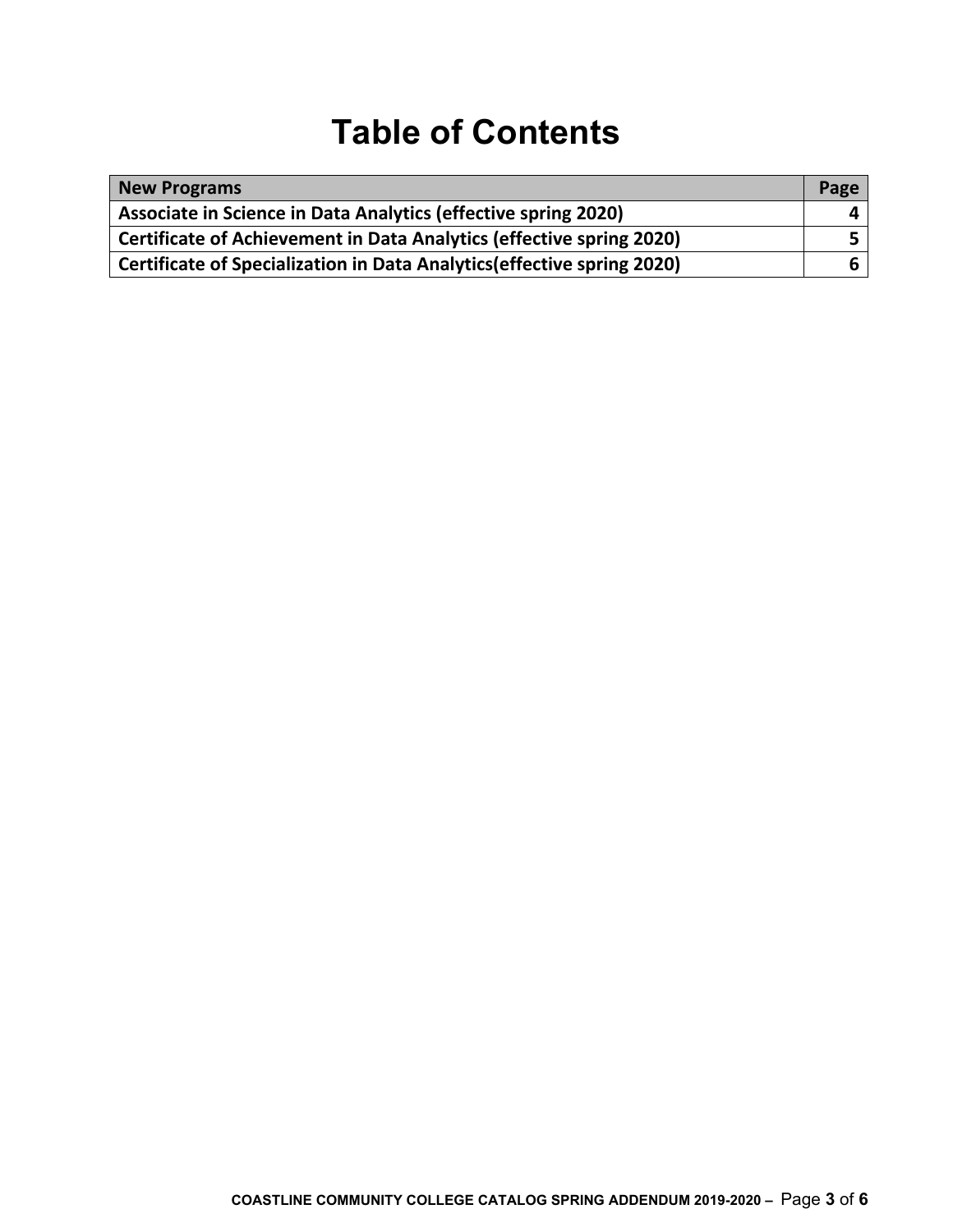# Table of Contents

| New Programs | Page |
| --- | --- |
| Associate in Science in Data Analytics (effective spring 2020) | 4 |
| Certificate of Achievement in Data Analytics (effective spring 2020) | 5 |
| Certificate of Specialization in Data Analytics(effective spring 2020) | 6 |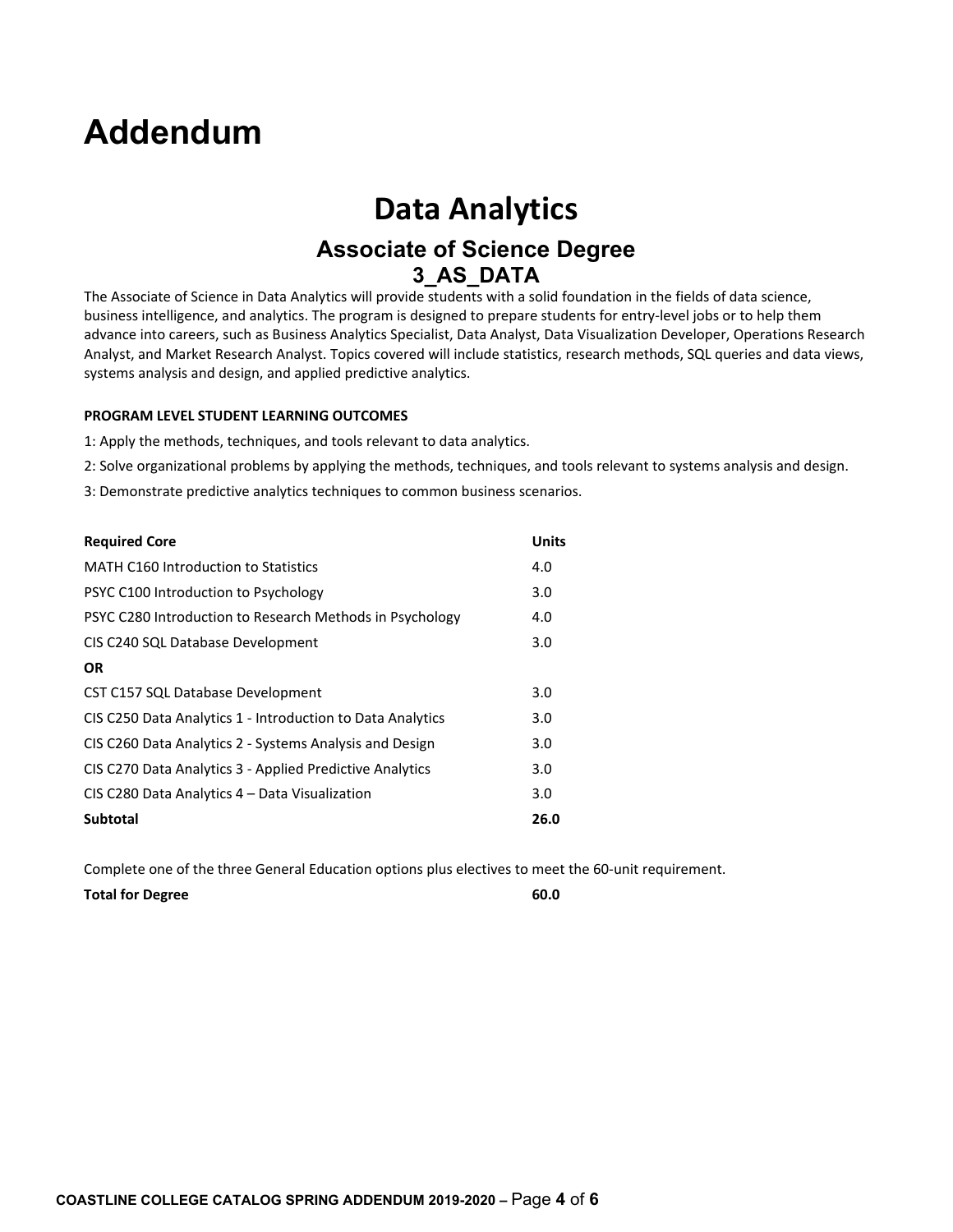# Addendum

## Data Analytics

### Associate of Science Degree
### 3_AS_DATA

The Associate of Science in Data Analytics will provide students with a solid foundation in the fields of data science, business intelligence, and analytics. The program is designed to prepare students for entry-level jobs or to help them advance into careers, such as Business Analytics Specialist, Data Analyst, Data Visualization Developer, Operations Research Analyst, and Market Research Analyst. Topics covered will include statistics, research methods, SQL queries and data views, systems analysis and design, and applied predictive analytics.

**PROGRAM LEVEL STUDENT LEARNING OUTCOMES**

1: Apply the methods, techniques, and tools relevant to data analytics.

2: Solve organizational problems by applying the methods, techniques, and tools relevant to systems analysis and design.

3: Demonstrate predictive analytics techniques to common business scenarios.

| Required Core | Units |
|---|---|
| MATH C160 Introduction to Statistics | 4.0 |
| PSYC C100 Introduction to Psychology | 3.0 |
| PSYC C280 Introduction to Research Methods in Psychology | 4.0 |
| CIS C240 SQL Database Development | 3.0 |
| **OR** | |
| CST C157 SQL Database Development | 3.0 |
| CIS C250 Data Analytics 1 - Introduction to Data Analytics | 3.0 |
| CIS C260 Data Analytics 2 - Systems Analysis and Design | 3.0 |
| CIS C270 Data Analytics 3 - Applied Predictive Analytics | 3.0 |
| CIS C280 Data Analytics 4 – Data Visualization | 3.0 |
| **Subtotal** | **26.0** |

Complete one of the three General Education options plus electives to meet the 60-unit requirement.

**Total for Degree** **60.0**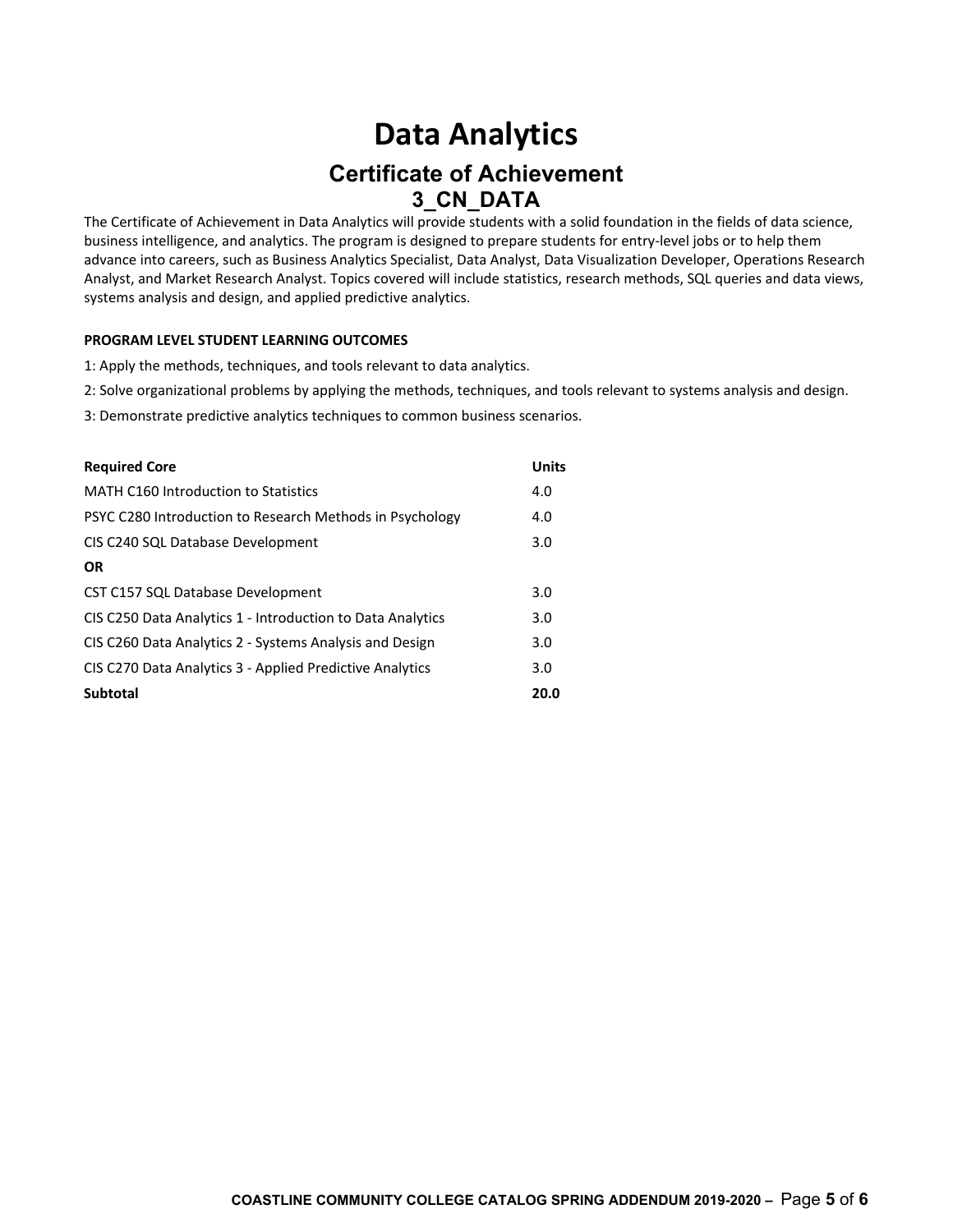# Data Analytics

## Certificate of Achievement

## 3_CN_DATA

The Certificate of Achievement in Data Analytics will provide students with a solid foundation in the fields of data science, business intelligence, and analytics. The program is designed to prepare students for entry-level jobs or to help them advance into careers, such as Business Analytics Specialist, Data Analyst, Data Visualization Developer, Operations Research Analyst, and Market Research Analyst. Topics covered will include statistics, research methods, SQL queries and data views, systems analysis and design, and applied predictive analytics.

**PROGRAM LEVEL STUDENT LEARNING OUTCOMES**

1: Apply the methods, techniques, and tools relevant to data analytics.

2: Solve organizational problems by applying the methods, techniques, and tools relevant to systems analysis and design.

3: Demonstrate predictive analytics techniques to common business scenarios.

| **Required Core** | **Units** |
|---|---|
| MATH C160 Introduction to Statistics | 4.0 |
| PSYC C280 Introduction to Research Methods in Psychology | 4.0 |
| CIS C240 SQL Database Development | 3.0 |
| **OR** | |
| CST C157 SQL Database Development | 3.0 |
| CIS C250 Data Analytics 1 - Introduction to Data Analytics | 3.0 |
| CIS C260 Data Analytics 2 - Systems Analysis and Design | 3.0 |
| CIS C270 Data Analytics 3 - Applied Predictive Analytics | 3.0 |
| **Subtotal** | **20.0** |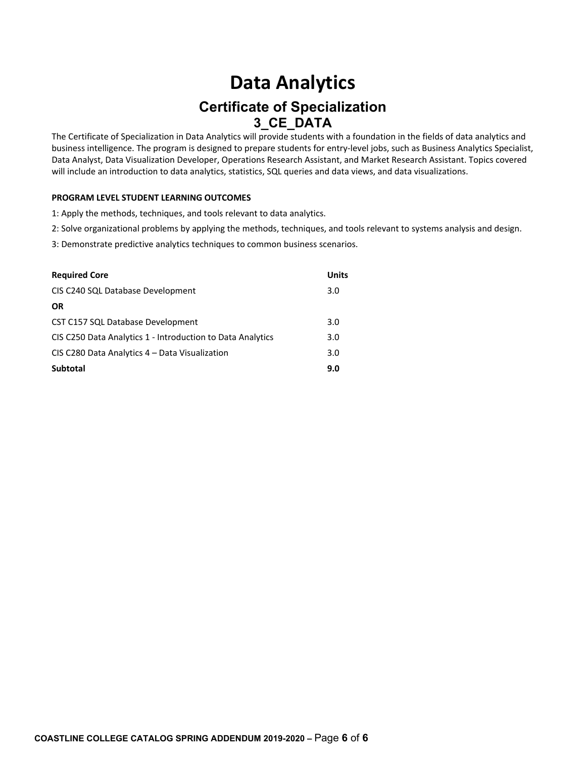# Data Analytics

## Certificate of Specialization

## 3_CE_DATA

The Certificate of Specialization in Data Analytics will provide students with a foundation in the fields of data analytics and business intelligence. The program is designed to prepare students for entry-level jobs, such as Business Analytics Specialist, Data Analyst, Data Visualization Developer, Operations Research Assistant, and Market Research Assistant. Topics covered will include an introduction to data analytics, statistics, SQL queries and data views, and data visualizations.

**PROGRAM LEVEL STUDENT LEARNING OUTCOMES**

1: Apply the methods, techniques, and tools relevant to data analytics.

2: Solve organizational problems by applying the methods, techniques, and tools relevant to systems analysis and design.

3: Demonstrate predictive analytics techniques to common business scenarios.

| Required Core | Units |
|---|---|
| CIS C240 SQL Database Development | 3.0 |
| **OR** | |
| CST C157 SQL Database Development | 3.0 |
| CIS C250 Data Analytics 1 - Introduction to Data Analytics | 3.0 |
| CIS C280 Data Analytics 4 – Data Visualization | 3.0 |
| **Subtotal** | **9.0** |